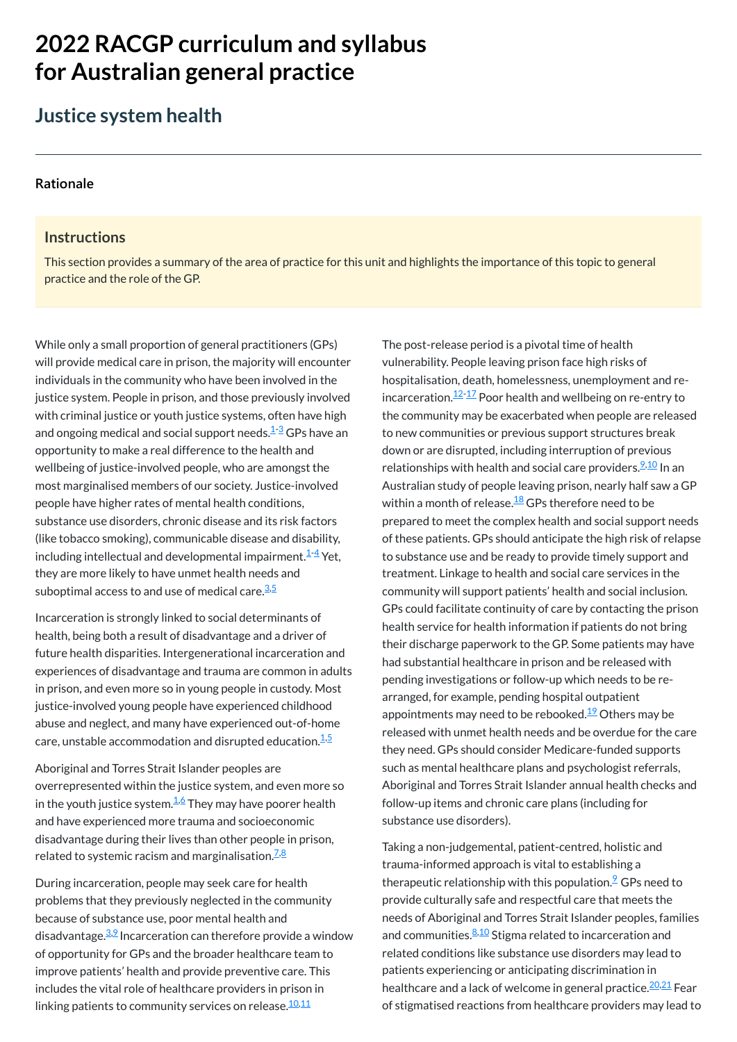# 2022 RACGP curriculum and syllabus for Australian general practice

## Justice system health

### Rationale

#### Instructions

This section provides a summary of the area of practice for this unit and highlights the importance of this topic to general practice and the role of the GP.

While only a small proportion of general practitioners (GPs) will provide medical care in prison, the majority will encounter individuals in the community who have been involved in the justice system. People in prison, and those previously involved with criminal justice or youth justice systems, often have high and ongoing medical and social support needs.[1-3] GPs have an opportunity to make a real difference to the health and wellbeing of justice-involved people, who are amongst the most marginalised members of our society. Justice-involved people have higher rates of mental health conditions, substance use disorders, chronic disease and its risk factors (like tobacco smoking), communicable disease and disability, including intellectual and developmental impairment.[1-4] Yet, they are more likely to have unmet health needs and suboptimal access to and use of medical care.[3,5]

Incarceration is strongly linked to social determinants of health, being both a result of disadvantage and a driver of future health disparities. Intergenerational incarceration and experiences of disadvantage and trauma are common in adults in prison, and even more so in young people in custody. Most justice-involved young people have experienced childhood abuse and neglect, and many have experienced out-of-home care, unstable accommodation and disrupted education.[1,5]

Aboriginal and Torres Strait Islander peoples are overrepresented within the justice system, and even more so in the youth justice system.[1,6] They may have poorer health and have experienced more trauma and socioeconomic disadvantage during their lives than other people in prison, related to systemic racism and marginalisation.[7,8]

During incarceration, people may seek care for health problems that they previously neglected in the community because of substance use, poor mental health and disadvantage.[3,9] Incarceration can therefore provide a window of opportunity for GPs and the broader healthcare team to improve patients' health and provide preventive care. This includes the vital role of healthcare providers in prison in linking patients to community services on release.[10,11]

The post-release period is a pivotal time of health vulnerability. People leaving prison face high risks of hospitalisation, death, homelessness, unemployment and re-incarceration.[12-17] Poor health and wellbeing on re-entry to the community may be exacerbated when people are released to new communities or previous support structures break down or are disrupted, including interruption of previous relationships with health and social care providers.[9,10] In an Australian study of people leaving prison, nearly half saw a GP within a month of release.[18] GPs therefore need to be prepared to meet the complex health and social support needs of these patients. GPs should anticipate the high risk of relapse to substance use and be ready to provide timely support and treatment. Linkage to health and social care services in the community will support patients' health and social inclusion. GPs could facilitate continuity of care by contacting the prison health service for health information if patients do not bring their discharge paperwork to the GP. Some patients may have had substantial healthcare in prison and be released with pending investigations or follow-up which needs to be re-arranged, for example, pending hospital outpatient appointments may need to be rebooked.[19] Others may be released with unmet health needs and be overdue for the care they need. GPs should consider Medicare-funded supports such as mental healthcare plans and psychologist referrals, Aboriginal and Torres Strait Islander annual health checks and follow-up items and chronic care plans (including for substance use disorders).

Taking a non-judgemental, patient-centred, holistic and trauma-informed approach is vital to establishing a therapeutic relationship with this population.[9] GPs need to provide culturally safe and respectful care that meets the needs of Aboriginal and Torres Strait Islander peoples, families and communities.[8,10] Stigma related to incarceration and related conditions like substance use disorders may lead to patients experiencing or anticipating discrimination in healthcare and a lack of welcome in general practice.[20,21] Fear of stigmatised reactions from healthcare providers may lead to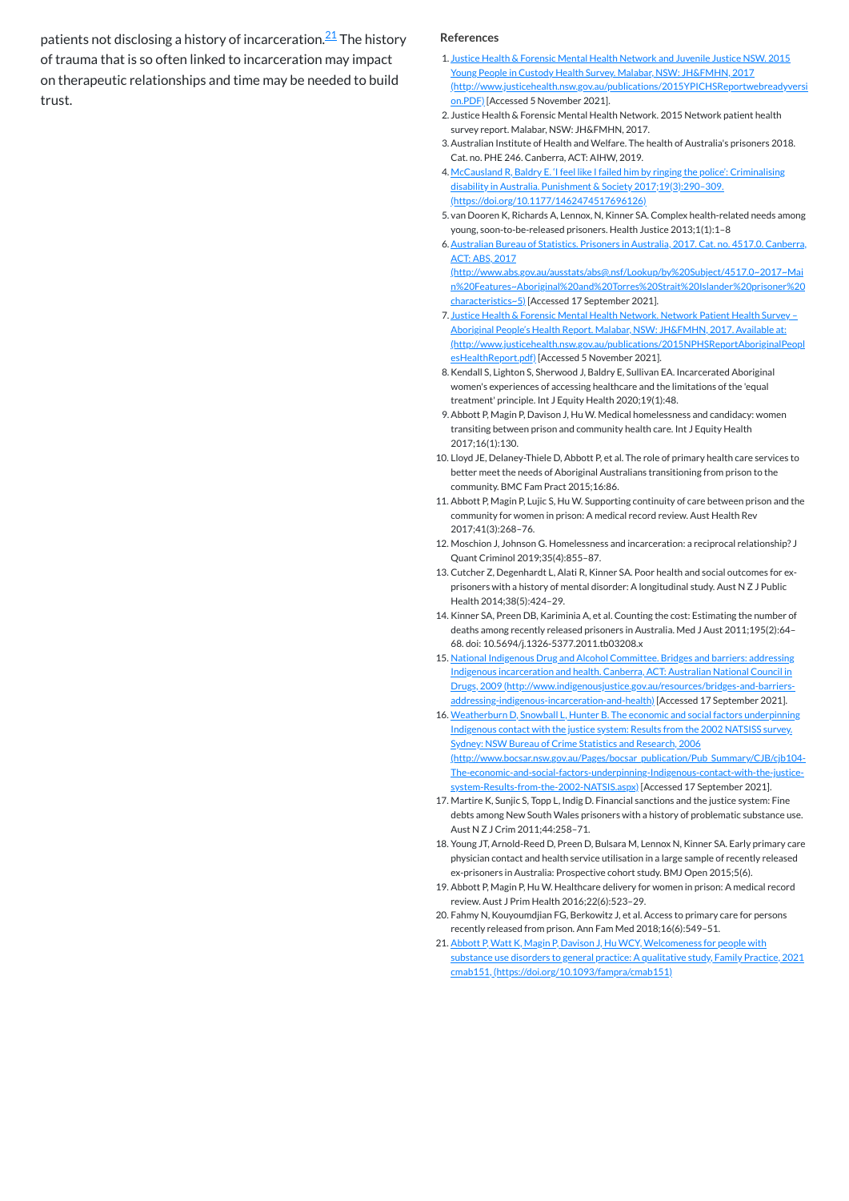patients not disclosing a history of incarceration.[21] The history of trauma that is so often linked to incarceration may impact on therapeutic relationships and time may be needed to build trust.

## References

1. Justice Health & Forensic Mental Health Network and Juvenile Justice NSW. 2015 Young People in Custody Health Survey. Malabar, NSW: JH&FMHN, 2017 (http://www.justicehealth.nsw.gov.au/publications/2015YPICHSReportwebreadyversion.PDF) [Accessed 5 November 2021].
2. Justice Health & Forensic Mental Health Network. 2015 Network patient health survey report. Malabar, NSW: JH&FMHN, 2017.
3. Australian Institute of Health and Welfare. The health of Australia's prisoners 2018. Cat. no. PHE 246. Canberra, ACT: AIHW, 2019.
4. McCausland R, Baldry E. 'I feel like I failed him by ringing the police': Criminalising disability in Australia. Punishment & Society 2017;19(3):290–309. (https://doi.org/10.1177/1462474517696126)
5. van Dooren K, Richards A, Lennox, N, Kinner SA. Complex health-related needs among young, soon-to-be-released prisoners. Health Justice 2013;1(1):1–8
6. Australian Bureau of Statistics. Prisoners in Australia, 2017. Cat. no. 4517.0. Canberra, ACT: ABS, 2017 (http://www.abs.gov.au/ausstats/abs@.nsf/Lookup/by%20Subject/4517.0~2017~Main%20Features~Aboriginal%20and%20Torres%20Strait%20Islander%20prisoner%20characteristics~5) [Accessed 17 September 2021].
7. Justice Health & Forensic Mental Health Network. Network Patient Health Survey – Aboriginal People's Health Report. Malabar, NSW: JH&FMHN, 2017. Available at: (http://www.justicehealth.nsw.gov.au/publications/2015NPHSReportAboriginalPeoplesHealthReport.pdf) [Accessed 5 November 2021].
8. Kendall S, Lighton S, Sherwood J, Baldry E, Sullivan EA. Incarcerated Aboriginal women's experiences of accessing healthcare and the limitations of the 'equal treatment' principle. Int J Equity Health 2020;19(1):48.
9. Abbott P, Magin P, Davison J, Hu W. Medical homelessness and candidacy: women transiting between prison and community health care. Int J Equity Health 2017;16(1):130.
10. Lloyd JE, Delaney-Thiele D, Abbott P, et al. The role of primary health care services to better meet the needs of Aboriginal Australians transitioning from prison to the community. BMC Fam Pract 2015;16:86.
11. Abbott P, Magin P, Lujic S, Hu W. Supporting continuity of care between prison and the community for women in prison: A medical record review. Aust Health Rev 2017;41(3):268–76.
12. Moschion J, Johnson G. Homelessness and incarceration: a reciprocal relationship? J Quant Criminol 2019;35(4):855–87.
13. Cutcher Z, Degenhardt L, Alati R, Kinner SA. Poor health and social outcomes for ex-prisoners with a history of mental disorder: A longitudinal study. Aust N Z J Public Health 2014;38(5):424–29.
14. Kinner SA, Preen DB, Kariminia A, et al. Counting the cost: Estimating the number of deaths among recently released prisoners in Australia. Med J Aust 2011;195(2):64–68. doi: 10.5694/j.1326-5377.2011.tb03208.x
15. National Indigenous Drug and Alcohol Committee. Bridges and barriers: addressing Indigenous incarceration and health. Canberra, ACT: Australian National Council in Drugs, 2009 (http://www.indigenousjustice.gov.au/resources/bridges-and-barriers-addressing-indigenous-incarceration-and-health) [Accessed 17 September 2021].
16. Weatherburn D, Snowball L, Hunter B. The economic and social factors underpinning Indigenous contact with the justice system: Results from the 2002 NATSISS survey. Sydney: NSW Bureau of Crime Statistics and Research, 2006 (http://www.bocsar.nsw.gov.au/Pages/bocsar_publication/Pub_Summary/CJB/cjb104-The-economic-and-social-factors-underpinning-Indigenous-contact-with-the-justice-system-Results-from-the-2002-NATSIS.aspx) [Accessed 17 September 2021].
17. Martire K, Sunjic S, Topp L, Indig D. Financial sanctions and the justice system: Fine debts among New South Wales prisoners with a history of problematic substance use. Aust N Z J Crim 2011;44:258–71.
18. Young JT, Arnold-Reed D, Preen D, Bulsara M, Lennox N, Kinner SA. Early primary care physician contact and health service utilisation in a large sample of recently released ex-prisoners in Australia: Prospective cohort study. BMJ Open 2015;5(6).
19. Abbott P, Magin P, Hu W. Healthcare delivery for women in prison: A medical record review. Aust J Prim Health 2016;22(6):523–29.
20. Fahmy N, Kouyoumdjian FG, Berkowitz J, et al. Access to primary care for persons recently released from prison. Ann Fam Med 2018;16(6):549–51.
21. Abbott P, Watt K, Magin P, Davison J, Hu WCY, Welcomeness for people with substance use disorders to general practice: A qualitative study, Family Practice, 2021 cmab151, (https://doi.org/10.1093/fampra/cmab151)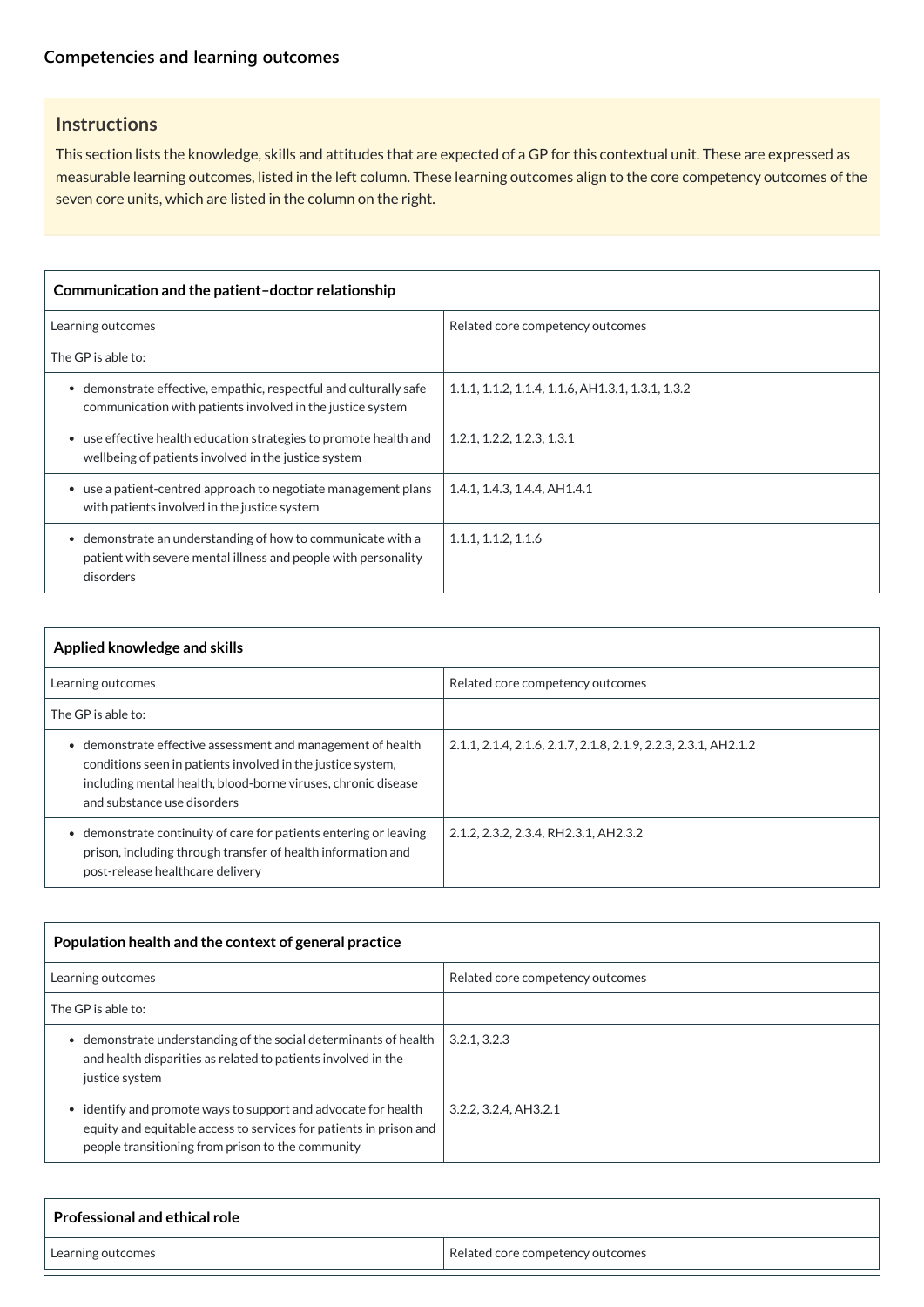## Competencies and learning outcomes

### Instructions

This section lists the knowledge, skills and attitudes that are expected of a GP for this contextual unit. These are expressed as measurable learning outcomes, listed in the left column. These learning outcomes align to the core competency outcomes of the seven core units, which are listed in the column on the right.

| **Communication and the patient–doctor relationship** | |
|---|---|
| Learning outcomes | Related core competency outcomes |
| The GP is able to: | |
| • demonstrate effective, empathic, respectful and culturally safe communication with patients involved in the justice system | 1.1.1, 1.1.2, 1.1.4, 1.1.6, AH1.3.1, 1.3.1, 1.3.2 |
| • use effective health education strategies to promote health and wellbeing of patients involved in the justice system | 1.2.1, 1.2.2, 1.2.3, 1.3.1 |
| • use a patient-centred approach to negotiate management plans with patients involved in the justice system | 1.4.1, 1.4.3, 1.4.4, AH1.4.1 |
| • demonstrate an understanding of how to communicate with a patient with severe mental illness and people with personality disorders | 1.1.1, 1.1.2, 1.1.6 |

| **Applied knowledge and skills** | |
|---|---|
| Learning outcomes | Related core competency outcomes |
| The GP is able to: | |
| • demonstrate effective assessment and management of health conditions seen in patients involved in the justice system, including mental health, blood-borne viruses, chronic disease and substance use disorders | 2.1.1, 2.1.4, 2.1.6, 2.1.7, 2.1.8, 2.1.9, 2.2.3, 2.3.1, AH2.1.2 |
| • demonstrate continuity of care for patients entering or leaving prison, including through transfer of health information and post-release healthcare delivery | 2.1.2, 2.3.2, 2.3.4, RH2.3.1, AH2.3.2 |

| **Population health and the context of general practice** | |
|---|---|
| Learning outcomes | Related core competency outcomes |
| The GP is able to: | |
| • demonstrate understanding of the social determinants of health and health disparities as related to patients involved in the justice system | 3.2.1, 3.2.3 |
| • identify and promote ways to support and advocate for health equity and equitable access to services for patients in prison and people transitioning from prison to the community | 3.2.2, 3.2.4, AH3.2.1 |

| **Professional and ethical role** | |
|---|---|
| Learning outcomes | Related core competency outcomes |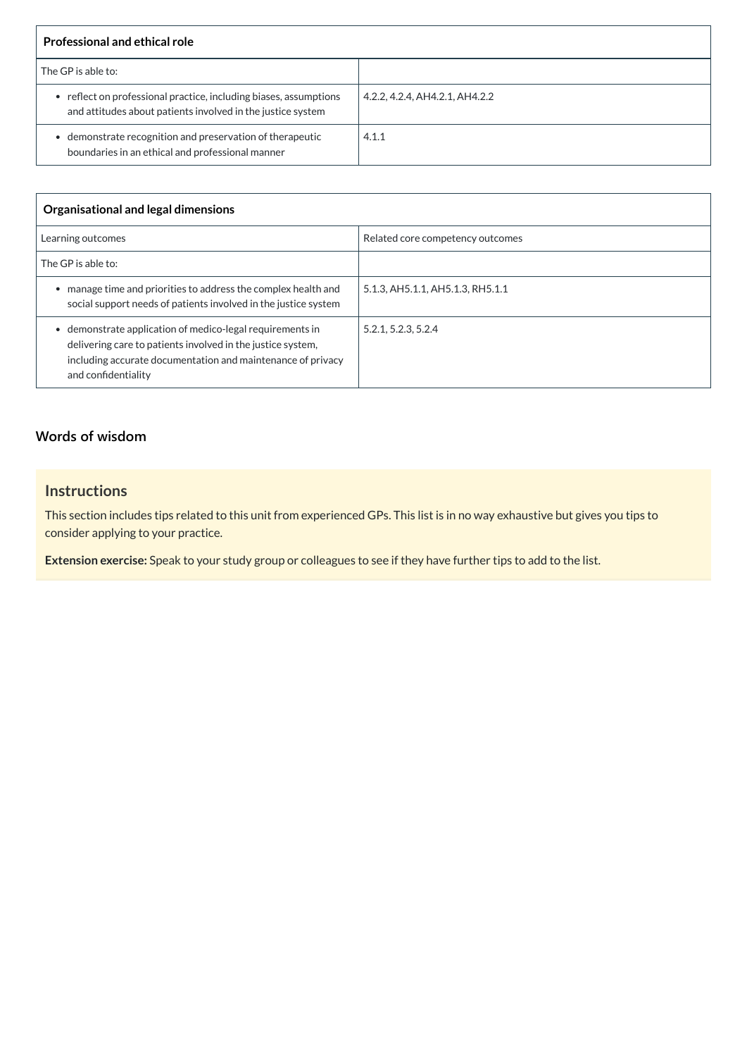| Professional and ethical role | |
|---|---|
| The GP is able to: | |
| • reflect on professional practice, including biases, assumptions and attitudes about patients involved in the justice system | 4.2.2, 4.2.4, AH4.2.1, AH4.2.2 |
| • demonstrate recognition and preservation of therapeutic boundaries in an ethical and professional manner | 4.1.1 |

| Organisational and legal dimensions | |
|---|---|
| Learning outcomes | Related core competency outcomes |
| The GP is able to: | |
| • manage time and priorities to address the complex health and social support needs of patients involved in the justice system | 5.1.3, AH5.1.1, AH5.1.3, RH5.1.1 |
| • demonstrate application of medico-legal requirements in delivering care to patients involved in the justice system, including accurate documentation and maintenance of privacy and confidentiality | 5.2.1, 5.2.3, 5.2.4 |

## Words of wisdom

### Instructions

This section includes tips related to this unit from experienced GPs. This list is in no way exhaustive but gives you tips to consider applying to your practice.

**Extension exercise:** Speak to your study group or colleagues to see if they have further tips to add to the list.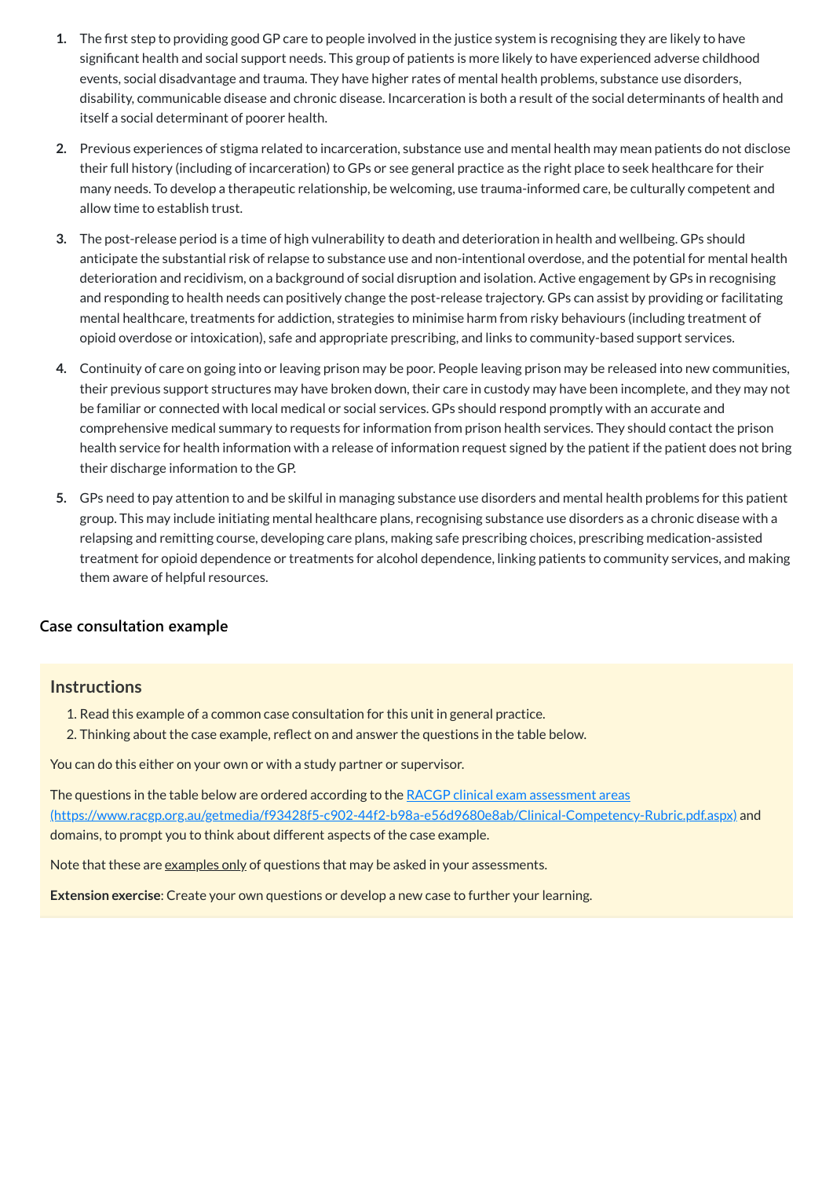1. The first step to providing good GP care to people involved in the justice system is recognising they are likely to have significant health and social support needs. This group of patients is more likely to have experienced adverse childhood events, social disadvantage and trauma. They have higher rates of mental health problems, substance use disorders, disability, communicable disease and chronic disease. Incarceration is both a result of the social determinants of health and itself a social determinant of poorer health.
2. Previous experiences of stigma related to incarceration, substance use and mental health may mean patients do not disclose their full history (including of incarceration) to GPs or see general practice as the right place to seek healthcare for their many needs. To develop a therapeutic relationship, be welcoming, use trauma-informed care, be culturally competent and allow time to establish trust.
3. The post-release period is a time of high vulnerability to death and deterioration in health and wellbeing. GPs should anticipate the substantial risk of relapse to substance use and non-intentional overdose, and the potential for mental health deterioration and recidivism, on a background of social disruption and isolation. Active engagement by GPs in recognising and responding to health needs can positively change the post-release trajectory. GPs can assist by providing or facilitating mental healthcare, treatments for addiction, strategies to minimise harm from risky behaviours (including treatment of opioid overdose or intoxication), safe and appropriate prescribing, and links to community-based support services.
4. Continuity of care on going into or leaving prison may be poor. People leaving prison may be released into new communities, their previous support structures may have broken down, their care in custody may have been incomplete, and they may not be familiar or connected with local medical or social services. GPs should respond promptly with an accurate and comprehensive medical summary to requests for information from prison health services. They should contact the prison health service for health information with a release of information request signed by the patient if the patient does not bring their discharge information to the GP.
5. GPs need to pay attention to and be skilful in managing substance use disorders and mental health problems for this patient group. This may include initiating mental healthcare plans, recognising substance use disorders as a chronic disease with a relapsing and remitting course, developing care plans, making safe prescribing choices, prescribing medication-assisted treatment for opioid dependence or treatments for alcohol dependence, linking patients to community services, and making them aware of helpful resources.

## Case consultation example

### Instructions

1. Read this example of a common case consultation for this unit in general practice.
2. Thinking about the case example, reflect on and answer the questions in the table below.

You can do this either on your own or with a study partner or supervisor.

The questions in the table below are ordered according to the [RACGP clinical exam assessment areas (https://www.racgp.org.au/getmedia/f93428f5-c902-44f2-b98a-e56d9680e8ab/Clinical-Competency-Rubric.pdf.aspx)](https://www.racgp.org.au/getmedia/f93428f5-c902-44f2-b98a-e56d9680e8ab/Clinical-Competency-Rubric.pdf.aspx) and domains, to prompt you to think about different aspects of the case example.

Note that these are examples only of questions that may be asked in your assessments.

**Extension exercise**: Create your own questions or develop a new case to further your learning.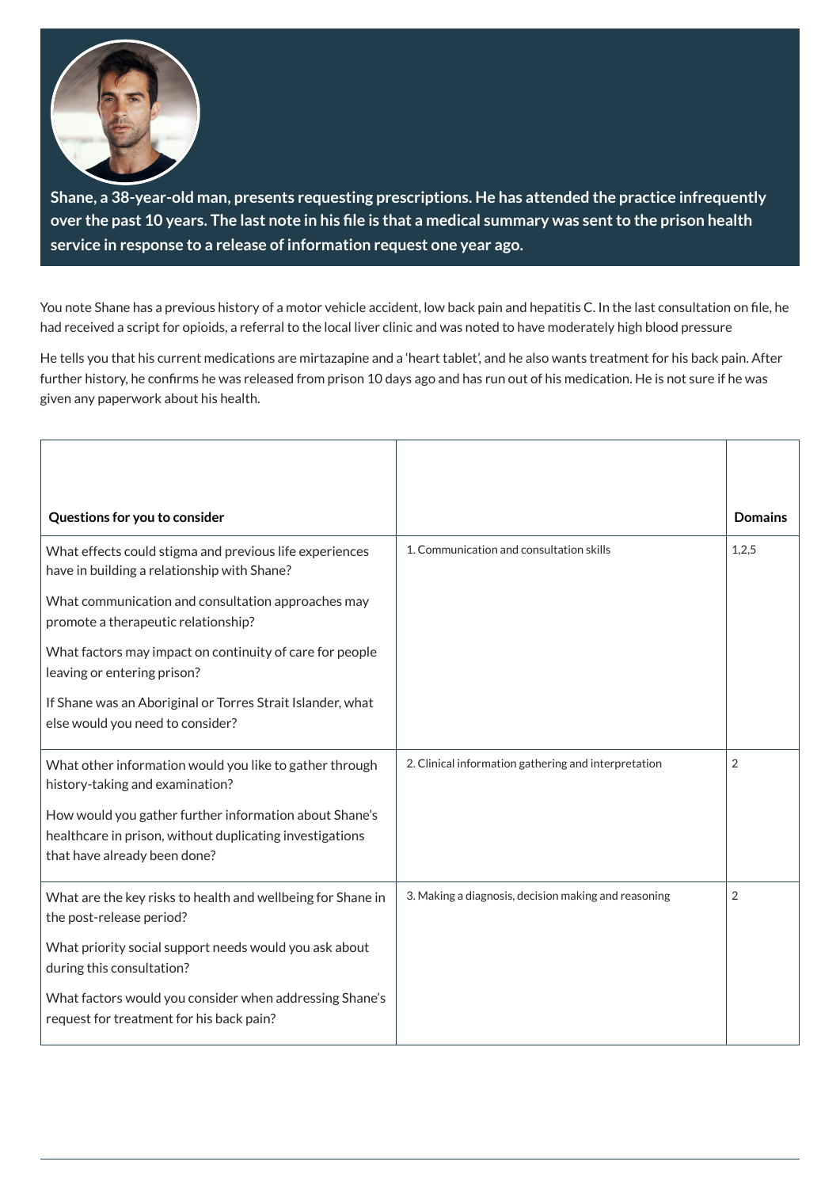**Shane, a 38-year-old man, presents requesting prescriptions. He has attended the practice infrequently over the past 10 years. The last note in his file is that a medical summary was sent to the prison health service in response to a release of information request one year ago.**

You note Shane has a previous history of a motor vehicle accident, low back pain and hepatitis C. In the last consultation on file, he had received a script for opioids, a referral to the local liver clinic and was noted to have moderately high blood pressure

He tells you that his current medications are mirtazapine and a 'heart tablet', and he also wants treatment for his back pain. After further history, he confirms he was released from prison 10 days ago and has run out of his medication. He is not sure if he was given any paperwork about his health.

| Questions for you to consider | | Domains |
|---|---|---|
| What effects could stigma and previous life experiences have in building a relationship with Shane?<br><br>What communication and consultation approaches may promote a therapeutic relationship?<br><br>What factors may impact on continuity of care for people leaving or entering prison?<br><br>If Shane was an Aboriginal or Torres Strait Islander, what else would you need to consider? | 1. Communication and consultation skills | 1,2,5 |
| What other information would you like to gather through history-taking and examination?<br><br>How would you gather further information about Shane's healthcare in prison, without duplicating investigations that have already been done? | 2. Clinical information gathering and interpretation | 2 |
| What are the key risks to health and wellbeing for Shane in the post-release period?<br><br>What priority social support needs would you ask about during this consultation?<br><br>What factors would you consider when addressing Shane's request for treatment for his back pain? | 3. Making a diagnosis, decision making and reasoning | 2 |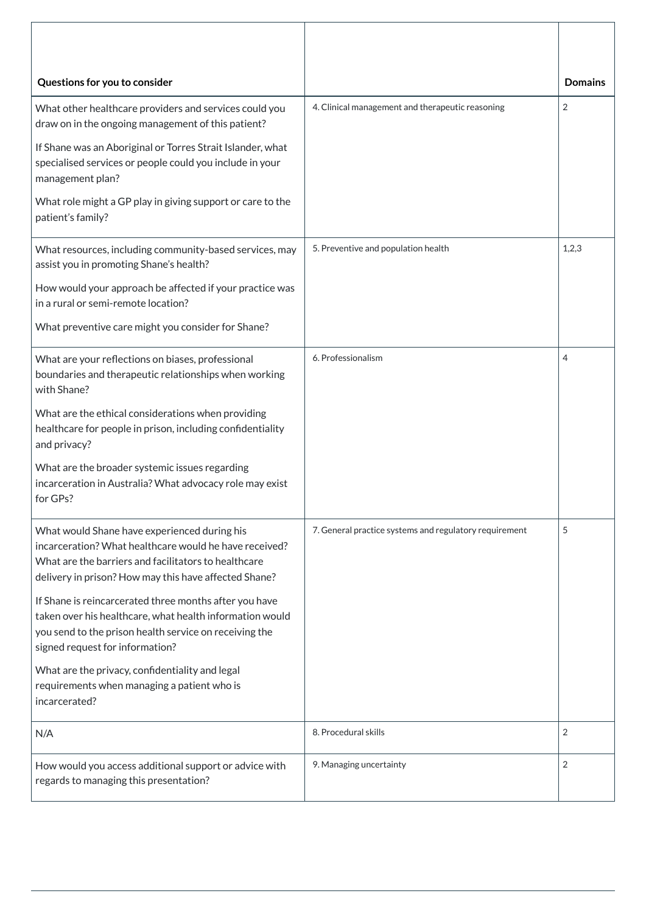| Questions for you to consider | | Domains |
|---|---|---|
| What other healthcare providers and services could you draw on in the ongoing management of this patient?<br><br>If Shane was an Aboriginal or Torres Strait Islander, what specialised services or people could you include in your management plan?<br><br>What role might a GP play in giving support or care to the patient's family? | 4. Clinical management and therapeutic reasoning | 2 |
| What resources, including community-based services, may assist you in promoting Shane's health?<br><br>How would your approach be affected if your practice was in a rural or semi-remote location?<br><br>What preventive care might you consider for Shane? | 5. Preventive and population health | 1,2,3 |
| What are your reflections on biases, professional boundaries and therapeutic relationships when working with Shane?<br><br>What are the ethical considerations when providing healthcare for people in prison, including confidentiality and privacy?<br><br>What are the broader systemic issues regarding incarceration in Australia? What advocacy role may exist for GPs? | 6. Professionalism | 4 |
| What would Shane have experienced during his incarceration? What healthcare would he have received? What are the barriers and facilitators to healthcare delivery in prison? How may this have affected Shane?<br><br>If Shane is reincarcerated three months after you have taken over his healthcare, what health information would you send to the prison health service on receiving the signed request for information?<br><br>What are the privacy, confidentiality and legal requirements when managing a patient who is incarcerated? | 7. General practice systems and regulatory requirement | 5 |
| N/A | 8. Procedural skills | 2 |
| How would you access additional support or advice with regards to managing this presentation? | 9. Managing uncertainty | 2 |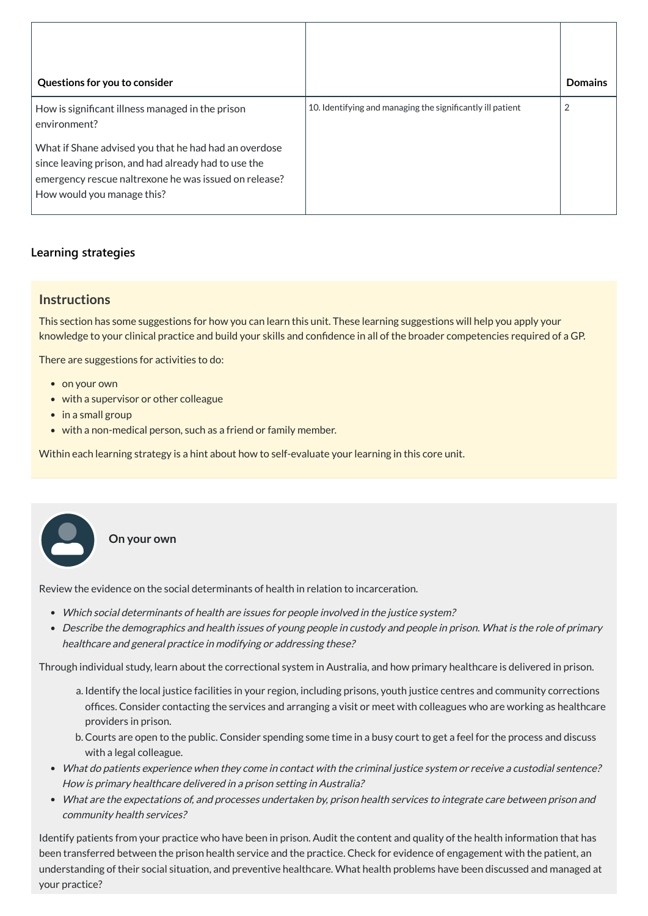| Questions for you to consider | | Domains |
|---|---|---|
| How is significant illness managed in the prison environment?<br><br>What if Shane advised you that he had had an overdose since leaving prison, and had already had to use the emergency rescue naltrexone he was issued on release? How would you manage this? | 10. Identifying and managing the significantly ill patient | 2 |

### Learning strategies

#### Instructions

This section has some suggestions for how you can learn this unit. These learning suggestions will help you apply your knowledge to your clinical practice and build your skills and confidence in all of the broader competencies required of a GP.

There are suggestions for activities to do:

- on your own
- with a supervisor or other colleague
- in a small group
- with a non-medical person, such as a friend or family member.

Within each learning strategy is a hint about how to self-evaluate your learning in this core unit.

#### On your own

Review the evidence on the social determinants of health in relation to incarceration.

- *Which social determinants of health are issues for people involved in the justice system?*
- *Describe the demographics and health issues of young people in custody and people in prison. What is the role of primary healthcare and general practice in modifying or addressing these?*

Through individual study, learn about the correctional system in Australia, and how primary healthcare is delivered in prison.

a. Identify the local justice facilities in your region, including prisons, youth justice centres and community corrections offices. Consider contacting the services and arranging a visit or meet with colleagues who are working as healthcare providers in prison.
b. Courts are open to the public. Consider spending some time in a busy court to get a feel for the process and discuss with a legal colleague.

- *What do patients experience when they come in contact with the criminal justice system or receive a custodial sentence? How is primary healthcare delivered in a prison setting in Australia?*
- *What are the expectations of, and processes undertaken by, prison health services to integrate care between prison and community health services?*

Identify patients from your practice who have been in prison. Audit the content and quality of the health information that has been transferred between the prison health service and the practice. Check for evidence of engagement with the patient, an understanding of their social situation, and preventive healthcare. What health problems have been discussed and managed at your practice?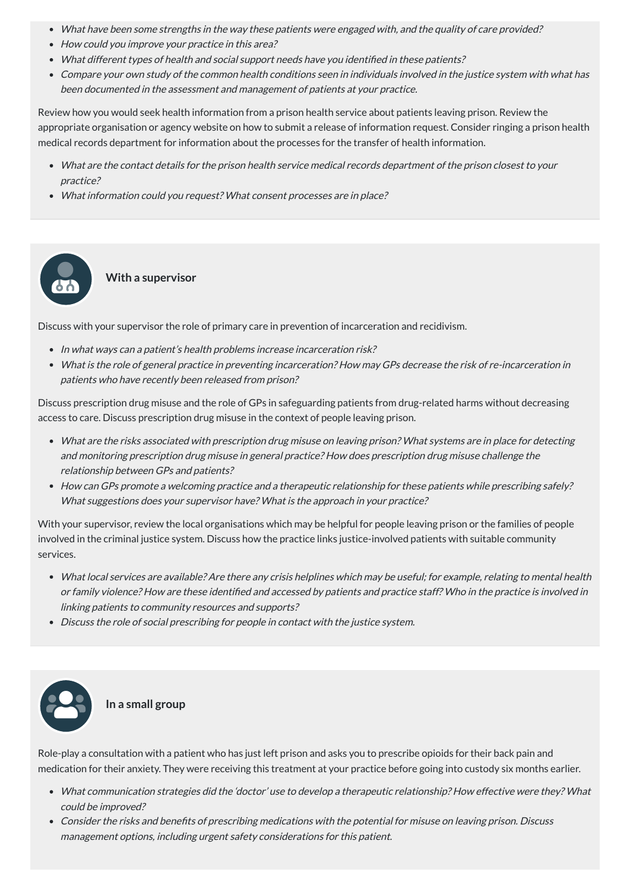- *What have been some strengths in the way these patients were engaged with, and the quality of care provided?*
- *How could you improve your practice in this area?*
- *What different types of health and social support needs have you identified in these patients?*
- *Compare your own study of the common health conditions seen in individuals involved in the justice system with what has been documented in the assessment and management of patients at your practice.*

Review how you would seek health information from a prison health service about patients leaving prison. Review the appropriate organisation or agency website on how to submit a release of information request. Consider ringing a prison health medical records department for information about the processes for the transfer of health information.

- *What are the contact details for the prison health service medical records department of the prison closest to your practice?*
- *What information could you request? What consent processes are in place?*

### With a supervisor

Discuss with your supervisor the role of primary care in prevention of incarceration and recidivism.

- *In what ways can a patient's health problems increase incarceration risk?*
- *What is the role of general practice in preventing incarceration? How may GPs decrease the risk of re-incarceration in patients who have recently been released from prison?*

Discuss prescription drug misuse and the role of GPs in safeguarding patients from drug-related harms without decreasing access to care. Discuss prescription drug misuse in the context of people leaving prison.

- *What are the risks associated with prescription drug misuse on leaving prison? What systems are in place for detecting and monitoring prescription drug misuse in general practice? How does prescription drug misuse challenge the relationship between GPs and patients?*
- *How can GPs promote a welcoming practice and a therapeutic relationship for these patients while prescribing safely? What suggestions does your supervisor have? What is the approach in your practice?*

With your supervisor, review the local organisations which may be helpful for people leaving prison or the families of people involved in the criminal justice system. Discuss how the practice links justice-involved patients with suitable community services.

- *What local services are available? Are there any crisis helplines which may be useful; for example, relating to mental health or family violence? How are these identified and accessed by patients and practice staff? Who in the practice is involved in linking patients to community resources and supports?*
- *Discuss the role of social prescribing for people in contact with the justice system.*

### In a small group

Role-play a consultation with a patient who has just left prison and asks you to prescribe opioids for their back pain and medication for their anxiety. They were receiving this treatment at your practice before going into custody six months earlier.

- *What communication strategies did the 'doctor' use to develop a therapeutic relationship? How effective were they? What could be improved?*
- *Consider the risks and benefits of prescribing medications with the potential for misuse on leaving prison. Discuss management options, including urgent safety considerations for this patient.*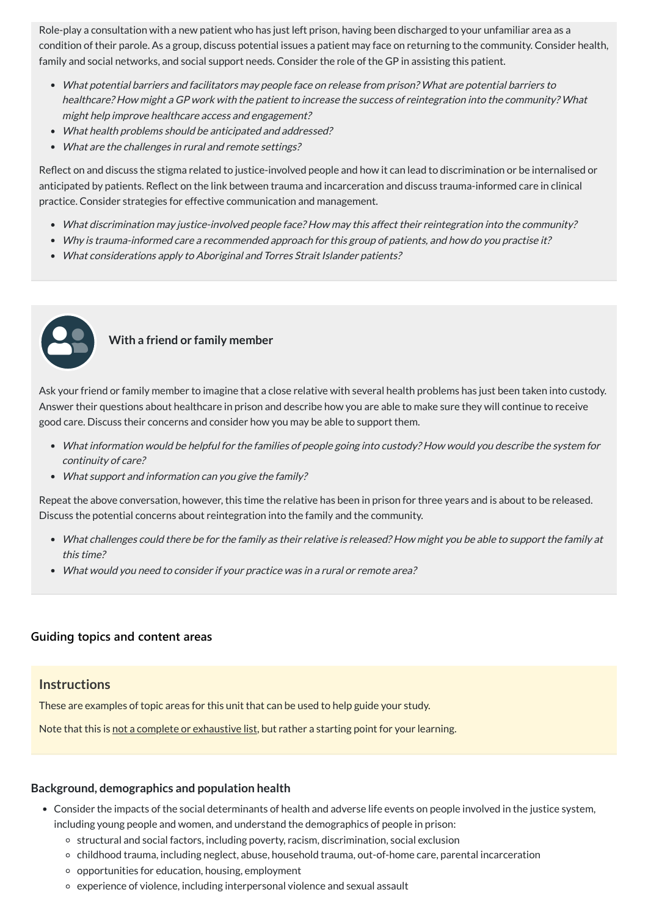Role-play a consultation with a new patient who has just left prison, having been discharged to your unfamiliar area as a condition of their parole. As a group, discuss potential issues a patient may face on returning to the community. Consider health, family and social networks, and social support needs. Consider the role of the GP in assisting this patient.

- *What potential barriers and facilitators may people face on release from prison? What are potential barriers to healthcare? How might a GP work with the patient to increase the success of reintegration into the community? What might help improve healthcare access and engagement?*
- *What health problems should be anticipated and addressed?*
- *What are the challenges in rural and remote settings?*

Reflect on and discuss the stigma related to justice-involved people and how it can lead to discrimination or be internalised or anticipated by patients. Reflect on the link between trauma and incarceration and discuss trauma-informed care in clinical practice. Consider strategies for effective communication and management.

- *What discrimination may justice-involved people face? How may this affect their reintegration into the community?*
- *Why is trauma-informed care a recommended approach for this group of patients, and how do you practise it?*
- *What considerations apply to Aboriginal and Torres Strait Islander patients?*

**With a friend or family member**

Ask your friend or family member to imagine that a close relative with several health problems has just been taken into custody. Answer their questions about healthcare in prison and describe how you are able to make sure they will continue to receive good care. Discuss their concerns and consider how you may be able to support them.

- *What information would be helpful for the families of people going into custody? How would you describe the system for continuity of care?*
- *What support and information can you give the family?*

Repeat the above conversation, however, this time the relative has been in prison for three years and is about to be released. Discuss the potential concerns about reintegration into the family and the community.

- *What challenges could there be for the family as their relative is released? How might you be able to support the family at this time?*
- *What would you need to consider if your practice was in a rural or remote area?*

### Guiding topics and content areas

## Instructions

These are examples of topic areas for this unit that can be used to help guide your study.

Note that this is not a complete or exhaustive list, but rather a starting point for your learning.

### Background, demographics and population health

- Consider the impacts of the social determinants of health and adverse life events on people involved in the justice system, including young people and women, and understand the demographics of people in prison:
  - structural and social factors, including poverty, racism, discrimination, social exclusion
  - childhood trauma, including neglect, abuse, household trauma, out-of-home care, parental incarceration
  - opportunities for education, housing, employment
  - experience of violence, including interpersonal violence and sexual assault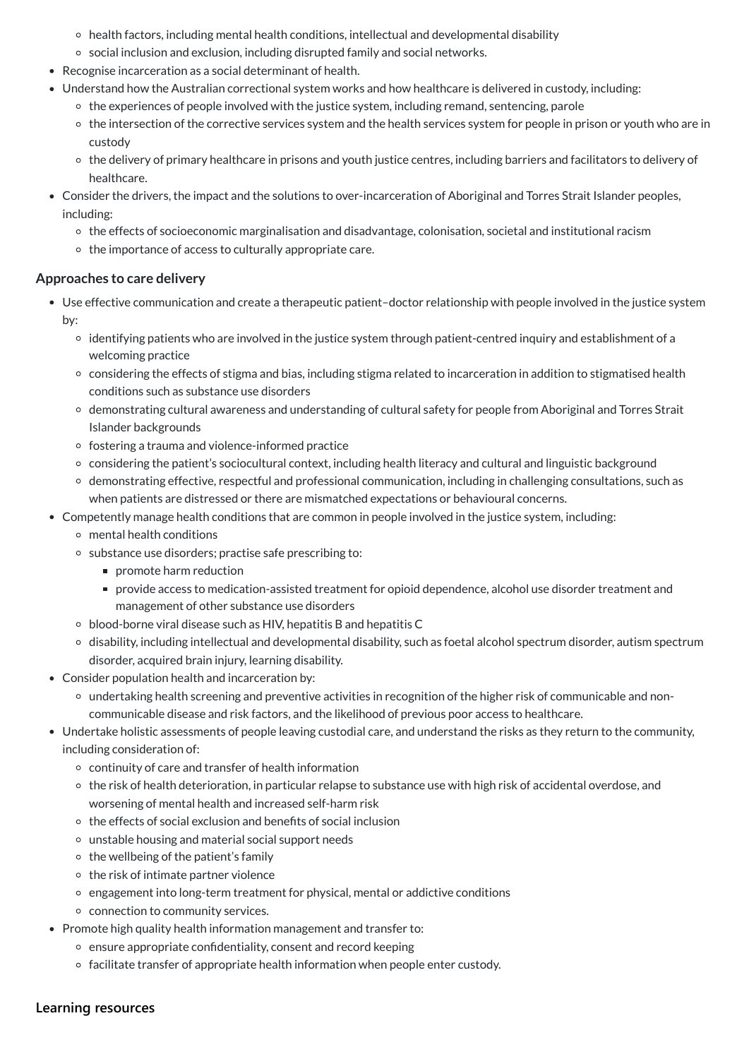- health factors, including mental health conditions, intellectual and developmental disability
    - social inclusion and exclusion, including disrupted family and social networks.
- Recognise incarceration as a social determinant of health.
- Understand how the Australian correctional system works and how healthcare is delivered in custody, including:
    - the experiences of people involved with the justice system, including remand, sentencing, parole
    - the intersection of the corrective services system and the health services system for people in prison or youth who are in custody
    - the delivery of primary healthcare in prisons and youth justice centres, including barriers and facilitators to delivery of healthcare.
- Consider the drivers, the impact and the solutions to over-incarceration of Aboriginal and Torres Strait Islander peoples, including:
    - the effects of socioeconomic marginalisation and disadvantage, colonisation, societal and institutional racism
    - the importance of access to culturally appropriate care.

### Approaches to care delivery

- Use effective communication and create a therapeutic patient–doctor relationship with people involved in the justice system by:
    - identifying patients who are involved in the justice system through patient-centred inquiry and establishment of a welcoming practice
    - considering the effects of stigma and bias, including stigma related to incarceration in addition to stigmatised health conditions such as substance use disorders
    - demonstrating cultural awareness and understanding of cultural safety for people from Aboriginal and Torres Strait Islander backgrounds
    - fostering a trauma and violence-informed practice
    - considering the patient's sociocultural context, including health literacy and cultural and linguistic background
    - demonstrating effective, respectful and professional communication, including in challenging consultations, such as when patients are distressed or there are mismatched expectations or behavioural concerns.
- Competently manage health conditions that are common in people involved in the justice system, including:
    - mental health conditions
    - substance use disorders; practise safe prescribing to:
        - promote harm reduction
        - provide access to medication-assisted treatment for opioid dependence, alcohol use disorder treatment and management of other substance use disorders
    - blood-borne viral disease such as HIV, hepatitis B and hepatitis C
    - disability, including intellectual and developmental disability, such as foetal alcohol spectrum disorder, autism spectrum disorder, acquired brain injury, learning disability.
- Consider population health and incarceration by:
    - undertaking health screening and preventive activities in recognition of the higher risk of communicable and non-communicable disease and risk factors, and the likelihood of previous poor access to healthcare.
- Undertake holistic assessments of people leaving custodial care, and understand the risks as they return to the community, including consideration of:
    - continuity of care and transfer of health information
    - the risk of health deterioration, in particular relapse to substance use with high risk of accidental overdose, and worsening of mental health and increased self-harm risk
    - the effects of social exclusion and benefits of social inclusion
    - unstable housing and material social support needs
    - the wellbeing of the patient's family
    - the risk of intimate partner violence
    - engagement into long-term treatment for physical, mental or addictive conditions
    - connection to community services.
- Promote high quality health information management and transfer to:
    - ensure appropriate confidentiality, consent and record keeping
    - facilitate transfer of appropriate health information when people enter custody.

### Learning resources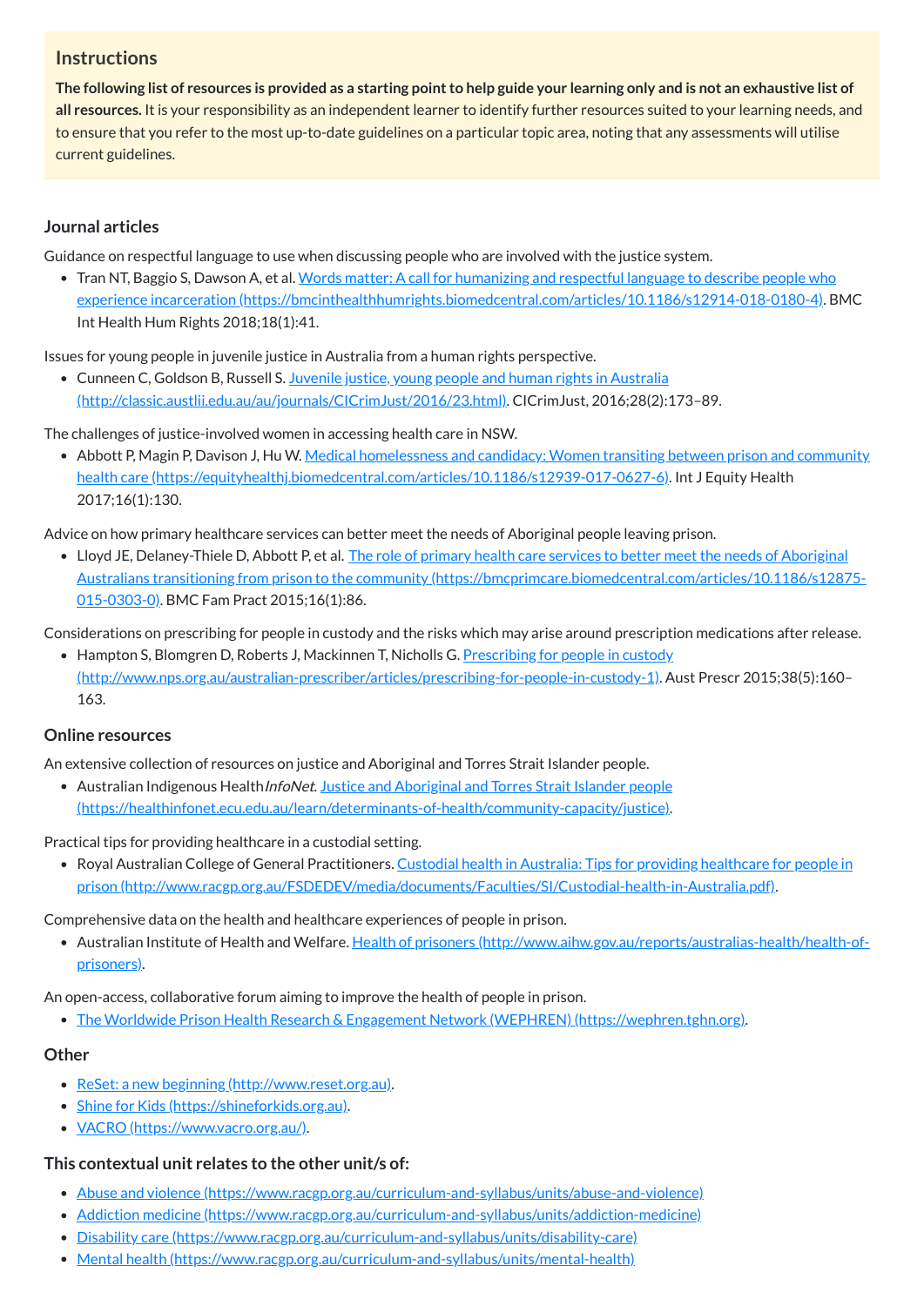### Instructions

**The following list of resources is provided as a starting point to help guide your learning only and is not an exhaustive list of all resources.** It is your responsibility as an independent learner to identify further resources suited to your learning needs, and to ensure that you refer to the most up-to-date guidelines on a particular topic area, noting that any assessments will utilise current guidelines.

### Journal articles

Guidance on respectful language to use when discussing people who are involved with the justice system.

- Tran NT, Baggio S, Dawson A, et al. [Words matter: A call for humanizing and respectful language to describe people who experience incarceration (https://bmcinthealthhumrights.biomedcentral.com/articles/10.1186/s12914-018-0180-4)](https://bmcinthealthhumrights.biomedcentral.com/articles/10.1186/s12914-018-0180-4). BMC Int Health Hum Rights 2018;18(1):41.

Issues for young people in juvenile justice in Australia from a human rights perspective.

- Cunneen C, Goldson B, Russell S. [Juvenile justice, young people and human rights in Australia (http://classic.austlii.edu.au/au/journals/CICrimJust/2016/23.html)](http://classic.austlii.edu.au/au/journals/CICrimJust/2016/23.html). CICrimJust, 2016;28(2):173–89.

The challenges of justice-involved women in accessing health care in NSW.

- Abbott P, Magin P, Davison J, Hu W. [Medical homelessness and candidacy: Women transiting between prison and community health care (https://equityhealthj.biomedcentral.com/articles/10.1186/s12939-017-0627-6)](https://equityhealthj.biomedcentral.com/articles/10.1186/s12939-017-0627-6). Int J Equity Health 2017;16(1):130.

Advice on how primary healthcare services can better meet the needs of Aboriginal people leaving prison.

- Lloyd JE, Delaney-Thiele D, Abbott P, et al. [The role of primary health care services to better meet the needs of Aboriginal Australians transitioning from prison to the community (https://bmcprimcare.biomedcentral.com/articles/10.1186/s12875-015-0303-0)](https://bmcprimcare.biomedcentral.com/articles/10.1186/s12875-015-0303-0). BMC Fam Pract 2015;16(1):86.

Considerations on prescribing for people in custody and the risks which may arise around prescription medications after release.

- Hampton S, Blomgren D, Roberts J, Mackinnen T, Nicholls G. [Prescribing for people in custody (http://www.nps.org.au/australian-prescriber/articles/prescribing-for-people-in-custody-1)](http://www.nps.org.au/australian-prescriber/articles/prescribing-for-people-in-custody-1). Aust Prescr 2015;38(5):160–163.

### Online resources

An extensive collection of resources on justice and Aboriginal and Torres Strait Islander people.

- Australian Indigenous Health*InfoNet*. [Justice and Aboriginal and Torres Strait Islander people (https://healthinfonet.ecu.edu.au/learn/determinants-of-health/community-capacity/justice)](https://healthinfonet.ecu.edu.au/learn/determinants-of-health/community-capacity/justice).

Practical tips for providing healthcare in a custodial setting.

- Royal Australian College of General Practitioners. [Custodial health in Australia: Tips for providing healthcare for people in prison (http://www.racgp.org.au/FSDEDEV/media/documents/Faculties/SI/Custodial-health-in-Australia.pdf)](http://www.racgp.org.au/FSDEDEV/media/documents/Faculties/SI/Custodial-health-in-Australia.pdf).

Comprehensive data on the health and healthcare experiences of people in prison.

- Australian Institute of Health and Welfare. [Health of prisoners (http://www.aihw.gov.au/reports/australias-health/health-of-prisoners)](http://www.aihw.gov.au/reports/australias-health/health-of-prisoners).

An open-access, collaborative forum aiming to improve the health of people in prison.

- [The Worldwide Prison Health Research & Engagement Network (WEPHREN) (https://wephren.tghn.org)](https://wephren.tghn.org).

### Other

- [ReSet: a new beginning (http://www.reset.org.au)](http://www.reset.org.au).
- [Shine for Kids (https://shineforkids.org.au)](https://shineforkids.org.au).
- [VACRO (https://www.vacro.org.au/)](https://www.vacro.org.au/).

### This contextual unit relates to the other unit/s of:

- [Abuse and violence (https://www.racgp.org.au/curriculum-and-syllabus/units/abuse-and-violence)](https://www.racgp.org.au/curriculum-and-syllabus/units/abuse-and-violence)
- [Addiction medicine (https://www.racgp.org.au/curriculum-and-syllabus/units/addiction-medicine)](https://www.racgp.org.au/curriculum-and-syllabus/units/addiction-medicine)
- [Disability care (https://www.racgp.org.au/curriculum-and-syllabus/units/disability-care)](https://www.racgp.org.au/curriculum-and-syllabus/units/disability-care)
- [Mental health (https://www.racgp.org.au/curriculum-and-syllabus/units/mental-health)](https://www.racgp.org.au/curriculum-and-syllabus/units/mental-health)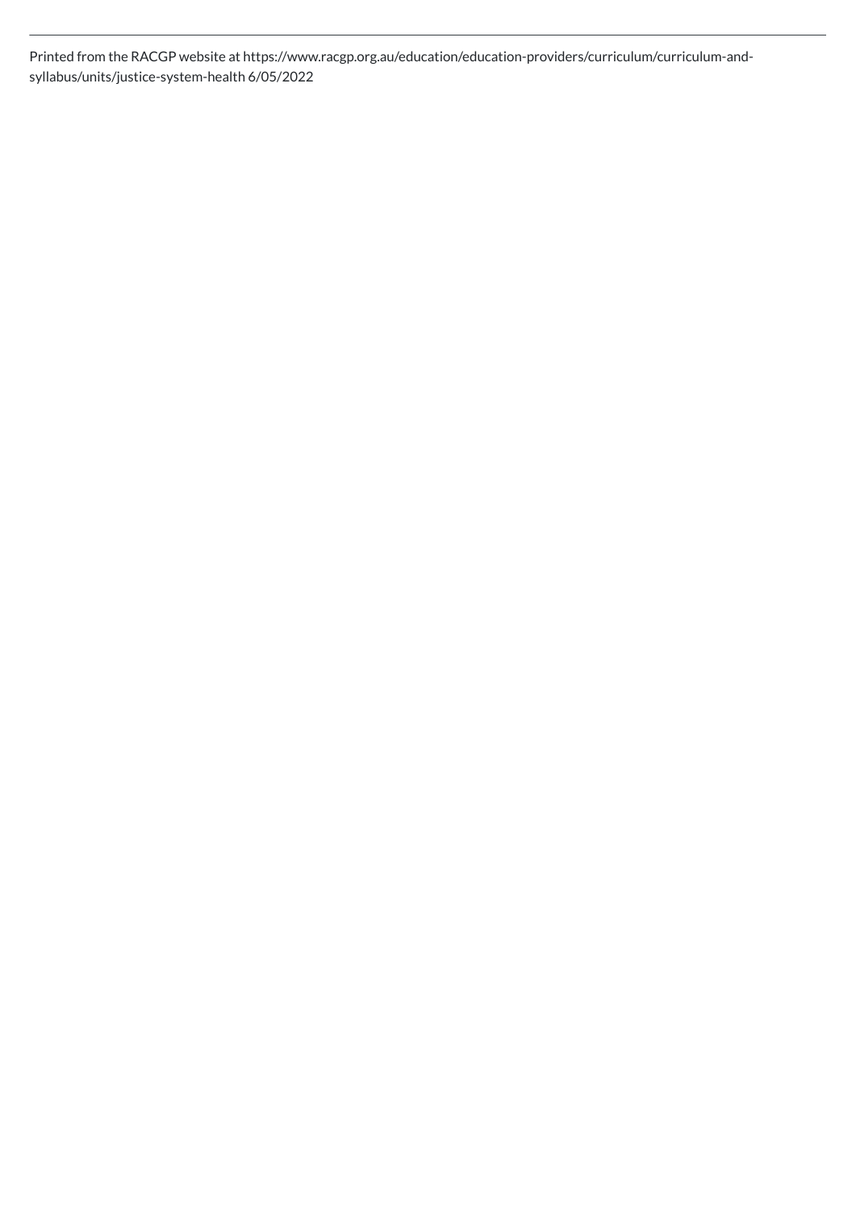Printed from the RACGP website at https://www.racgp.org.au/education/education-providers/curriculum/curriculum-and-syllabus/units/justice-system-health 6/05/2022